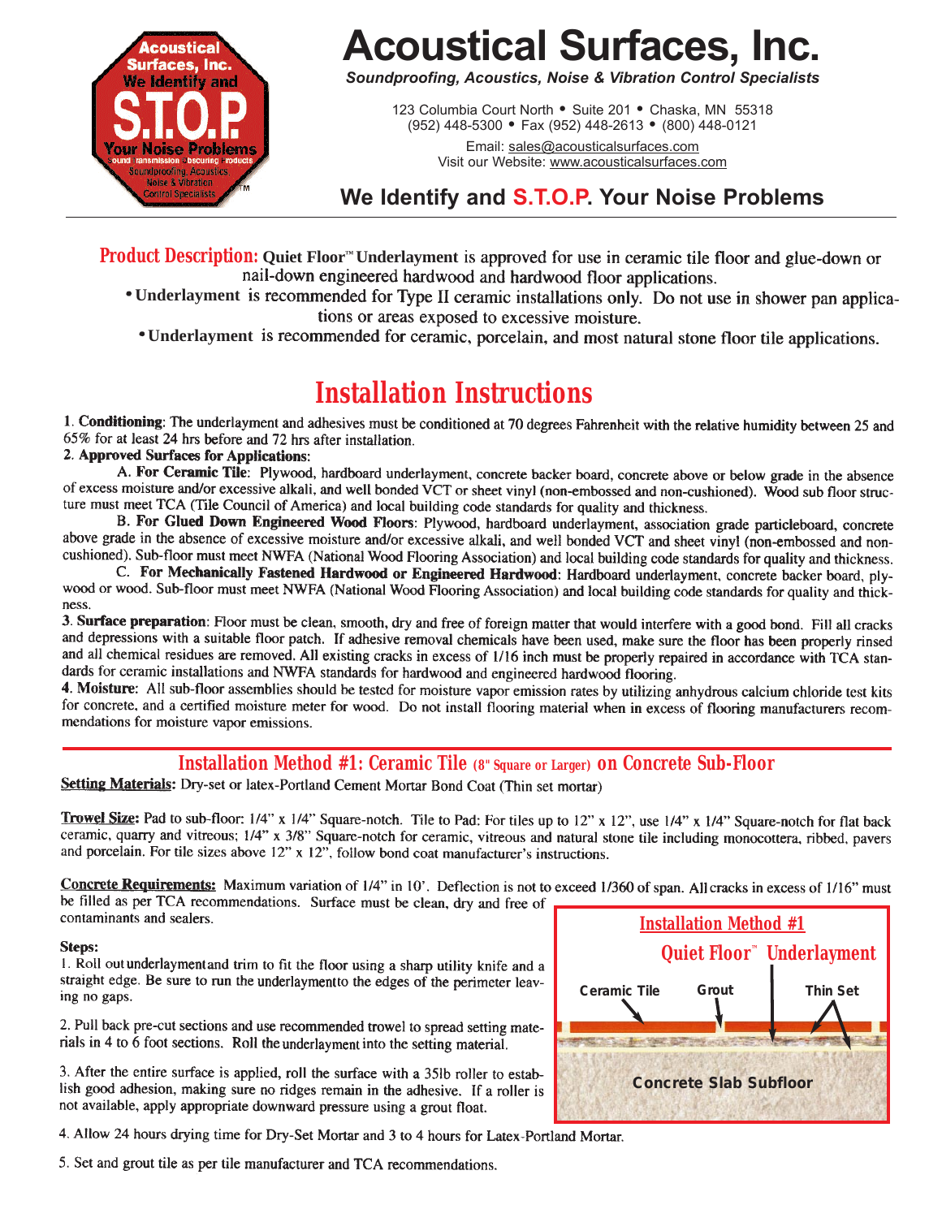# Acoustical Surfaces, Inc.

*Soundproofing, Acoustics, Noise & Vibration Control Specialists*

123 Columbia Court North • Suite 201 • Chaska, MN 55318
(952) 448-5300 • Fax (952) 448-2613 • (800) 448-0121

Email: sales@acousticalsurfaces.com
Visit our Website: www.acousticalsurfaces.com

## We Identify and S.T.O.P. Your Noise Problems

**Product Description:** **Quiet Floor™ Underlayment** is approved for use in ceramic tile floor and glue-down or nail-down engineered hardwood and hardwood floor applications.

- **Underlayment** is recommended for Type II ceramic installations only. Do not use in shower pan applications or areas exposed to excessive moisture.
- **Underlayment** is recommended for ceramic, porcelain, and most natural stone floor tile applications.

# Installation Instructions

1. **Conditioning**: The underlayment and adhesives must be conditioned at 70 degrees Fahrenheit with the relative humidity between 25 and 65% for at least 24 hrs before and 72 hrs after installation.
2. **Approved Surfaces for Applications:**
   A. **For Ceramic Tile**: Plywood, hardboard underlayment, concrete backer board, concrete above or below grade in the absence of excess moisture and/or excessive alkali, and well bonded VCT or sheet vinyl (non-embossed and non-cushioned). Wood sub floor structure must meet TCA (Tile Council of America) and local building code standards for quality and thickness.
   B. **For Glued Down Engineered Wood Floors**: Plywood, hardboard underlayment, association grade particleboard, concrete above grade in the absence of excessive moisture and/or excessive alkali, and well bonded VCT and sheet vinyl (non-embossed and non-cushioned). Sub-floor must meet NWFA (National Wood Flooring Association) and local building code standards for quality and thickness.
   C. **For Mechanically Fastened Hardwood or Engineered Hardwood**: Hardboard underlayment, concrete backer board, plywood or wood. Sub-floor must meet NWFA (National Wood Flooring Association) and local building code standards for quality and thickness.
3. **Surface preparation**: Floor must be clean, smooth, dry and free of foreign matter that would interfere with a good bond. Fill all cracks and depressions with a suitable floor patch. If adhesive removal chemicals have been used, make sure the floor has been properly rinsed and all chemical residues are removed. All existing cracks in excess of 1/16 inch must be properly repaired in accordance with TCA standards for ceramic installations and NWFA standards for hardwood and engineered hardwood flooring.
4. **Moisture**: All sub-floor assemblies should be tested for moisture vapor emission rates by utilizing anhydrous calcium chloride test kits for concrete, and a certified moisture meter for wood. Do not install flooring material when in excess of flooring manufacturers recommendations for moisture vapor emissions.

## Installation Method #1: Ceramic Tile (8" Square or Larger) on Concrete Sub-Floor

**Setting Materials:** Dry-set or latex-Portland Cement Mortar Bond Coat (Thin set mortar)

**Trowel Size:** Pad to sub-floor: 1/4" x 1/4" Square-notch. Tile to Pad: For tiles up to 12" x 12", use 1/4" x 1/4" Square-notch for flat back ceramic, quarry and vitreous; 1/4" x 3/8" Square-notch for ceramic, vitreous and natural stone tile including monocottera, ribbed, pavers and porcelain. For tile sizes above 12" x 12", follow bond coat manufacturer's instructions.

**Concrete Requirements:** Maximum variation of 1/4" in 10'. Deflection is not to exceed 1/360 of span. All cracks in excess of 1/16" must be filled as per TCA recommendations. Surface must be clean, dry and free of contaminants and sealers.

**Steps:**

1. Roll out underlayment and trim to fit the floor using a sharp utility knife and a straight edge. Be sure to run the underlayment to the edges of the perimeter leaving no gaps.
2. Pull back pre-cut sections and use recommended trowel to spread setting materials in 4 to 6 foot sections. Roll the underlayment into the setting material.
3. After the entire surface is applied, roll the surface with a 35lb roller to establish good adhesion, making sure no ridges remain in the adhesive. If a roller is not available, apply appropriate downward pressure using a grout float.
4. Allow 24 hours drying time for Dry-Set Mortar and 3 to 4 hours for Latex-Portland Mortar.
5. Set and grout tile as per tile manufacturer and TCA recommendations.

**Installation Method #1**

Quiet Floor™ Underlayment

Ceramic Tile — Grout — Thin Set

Concrete Slab Subfloor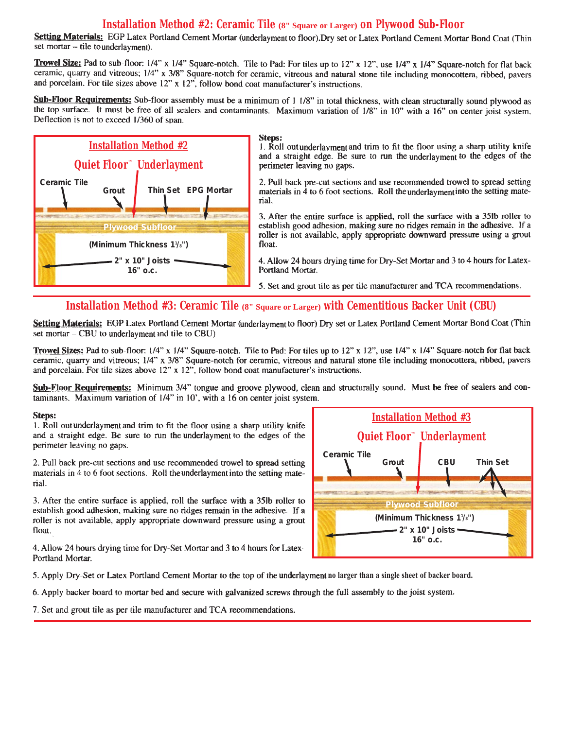# Installation Method #2: Ceramic Tile (8" Square or Larger) on Plywood Sub-Floor

**Setting Materials:** EGP Latex Portland Cement Mortar (underlayment to floor).Dry set or Latex Portland Cement Mortar Bond Coat (Thin set mortar – tile to underlayment).

**Trowel Size:** Pad to sub-floor: 1/4" x 1/4" Square-notch. Tile to Pad: For tiles up to 12" x 12", use 1/4" x 1/4" Square-notch for flat back ceramic, quarry and vitreous; 1/4" x 3/8" Square-notch for ceramic, vitreous and natural stone tile including monocottera, ribbed, pavers and porcelain. For tile sizes above 12" x 12", follow bond coat manufacturer's instructions.

**Sub-Floor Requirements:** Sub-floor assembly must be a minimum of 1 1/8" in total thickness, with clean structurally sound plywood as the top surface. It must be free of all sealers and contaminants. Maximum variation of 1/8" in 10" with a 16" on center joist system. Deflection is not to exceed 1/360 of span.

Installation Method #2

Quiet Floor™ Underlayment

Ceramic Tile, Grout, Thin Set, EPG Mortar

Plywood Subfloor (Minimum Thickness 1⅛")

2" x 10" Joists 16" o.c.

**Steps:**

1. Roll out underlayment and trim to fit the floor using a sharp utility knife and a straight edge. Be sure to run the underlayment to the edges of the perimeter leaving no gaps.

2. Pull back pre-cut sections and use recommended trowel to spread setting materials in 4 to 6 foot sections. Roll the underlayment into the setting material.

3. After the entire surface is applied, roll the surface with a 35lb roller to establish good adhesion, making sure no ridges remain in the adhesive. If a roller is not available, apply appropriate downward pressure using a grout float.

4. Allow 24 hours drying time for Dry-Set Mortar and 3 to 4 hours for Latex-Portland Mortar.

5. Set and grout tile as per tile manufacturer and TCA recommendations.

# Installation Method #3: Ceramic Tile (8" Square or Larger) with Cementitious Backer Unit (CBU)

**Setting Materials:** EGP Latex Portland Cement Mortar (underlayment to floor) Dry set or Latex Portland Cement Mortar Bond Coat (Thin set mortar – CBU to underlayment and tile to CBU)

**Trowel Sizes:** Pad to sub-floor: 1/4" x 1/4" Square-notch. Tile to Pad: For tiles up to 12" x 12", use 1/4" x 1/4" Square-notch for flat back ceramic, quarry and vitreous; 1/4" x 3/8" Square-notch for ceramic, vitreous and natural stone tile including monocottera, ribbed, pavers and porcelain. For tile sizes above 12" x 12", follow bond coat manufacturer's instructions.

**Sub-Floor Requirements:** Minimum 3/4" tongue and groove plywood, clean and structurally sound. Must be free of sealers and contaminants. Maximum variation of 1/4" in 10', with a 16 on center joist system.

**Steps:**

1. Roll out underlayment and trim to fit the floor using a sharp utility knife and a straight edge. Be sure to run the underlayment to the edges of the perimeter leaving no gaps.

2. Pull back pre-cut sections and use recommended trowel to spread setting materials in 4 to 6 foot sections. Roll the underlayment into the setting material.

3. After the entire surface is applied, roll the surface with a 35lb roller to establish good adhesion, making sure no ridges remain in the adhesive. If a roller is not available, apply appropriate downward pressure using a grout float.

4. Allow 24 hours drying time for Dry-Set Mortar and 3 to 4 hours for Latex-Portland Mortar.

Installation Method #3

Quiet Floor™ Underlayment

Ceramic Tile, Grout, CBU, Thin Set

Plywood Subfloor (Minimum Thickness 1⅛")

2" x 10" Joists 16" o.c.

5. Apply Dry-Set or Latex Portland Cement Mortar to the top of the underlayment no larger than a single sheet of backer board.

6. Apply backer board to mortar bed and secure with galvanized screws through the full assembly to the joist system.

7. Set and grout tile as per tile manufacturer and TCA recommendations.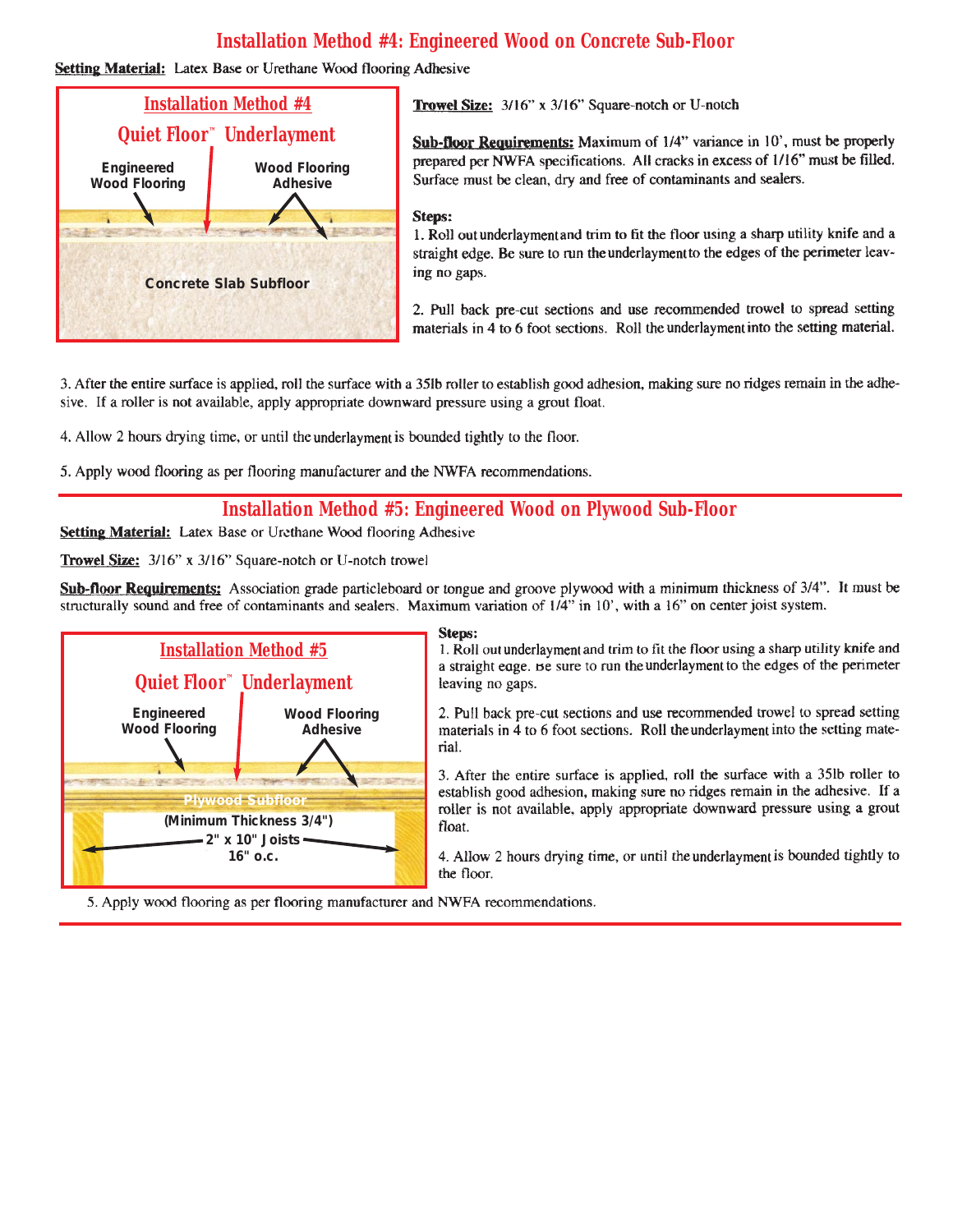## Installation Method #4: Engineered Wood on Concrete Sub-Floor

**Setting Material:** Latex Base or Urethane Wood flooring Adhesive

Installation Method #4

Quiet Floor™ Underlayment

Engineered Wood Flooring

Wood Flooring Adhesive

Concrete Slab Subfloor

**Trowel Size:** 3/16" x 3/16" Square-notch or U-notch

**Sub-floor Requirements:** Maximum of 1/4" variance in 10', must be properly prepared per NWFA specifications. All cracks in excess of 1/16" must be filled. Surface must be clean, dry and free of contaminants and sealers.

**Steps:**

1. Roll out underlayment and trim to fit the floor using a sharp utility knife and a straight edge. Be sure to run the underlayment to the edges of the perimeter leaving no gaps.

2. Pull back pre-cut sections and use recommended trowel to spread setting materials in 4 to 6 foot sections. Roll the underlayment into the setting material.

3. After the entire surface is applied, roll the surface with a 35lb roller to establish good adhesion, making sure no ridges remain in the adhesive. If a roller is not available, apply appropriate downward pressure using a grout float.

4. Allow 2 hours drying time, or until the underlayment is bounded tightly to the floor.

5. Apply wood flooring as per flooring manufacturer and the NWFA recommendations.

## Installation Method #5: Engineered Wood on Plywood Sub-Floor

**Setting Material:** Latex Base or Urethane Wood flooring Adhesive

**Trowel Size:** 3/16" x 3/16" Square-notch or U-notch trowel

**Sub-floor Requirements:** Association grade particleboard or tongue and groove plywood with a minimum thickness of 3/4". It must be structurally sound and free of contaminants and sealers. Maximum variation of 1/4" in 10', with a 16" on center joist system.

Installation Method #5

Quiet Floor™ Underlayment

Engineered Wood Flooring

Wood Flooring Adhesive

Plywood Subfloor

(Minimum Thickness 3/4")

2" x 10" Joists

16" o.c.

**Steps:**

1. Roll out underlayment and trim to fit the floor using a sharp utility knife and a straight edge. Be sure to run the underlayment to the edges of the perimeter leaving no gaps.

2. Pull back pre-cut sections and use recommended trowel to spread setting materials in 4 to 6 foot sections. Roll the underlayment into the setting material.

3. After the entire surface is applied, roll the surface with a 35lb roller to establish good adhesion, making sure no ridges remain in the adhesive. If a roller is not available, apply appropriate downward pressure using a grout float.

4. Allow 2 hours drying time, or until the underlayment is bounded tightly to the floor.

5. Apply wood flooring as per flooring manufacturer and NWFA recommendations.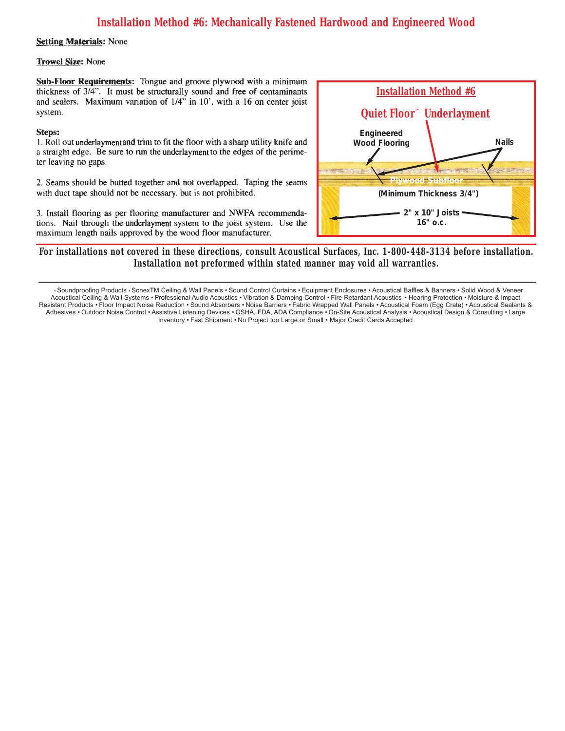# Installation Method #6: Mechanically Fastened Hardwood and Engineered Wood

**Setting Materials:** None

**Trowel Size:** None

**Sub-Floor Requirements:** Tongue and groove plywood with a minimum thickness of 3/4". It must be structurally sound and free of contaminants and sealers. Maximum variation of 1/4" in 10', with a 16 on center joist system.

**Steps:**

1. Roll out underlayment and trim to fit the floor with a sharp utility knife and a straight edge. Be sure to run the underlayment to the edges of the perimeter leaving no gaps.

2. Seams should be butted together and not overlapped. Taping the seams with duct tape should not be necessary, but is not prohibited.

3. Install flooring as per flooring manufacturer and NWFA recommendations. Nail through the underlayment system to the joist system. Use the maximum length nails approved by the wood floor manufacturer.

Installation Method #6

Quiet Floor™ Underlayment

Engineered Wood Flooring

Nails

Plywood Subfloor

(Minimum Thickness 3/4")

2" x 10" Joists 16" o.c.

**For installations not covered in these directions, consult Acoustical Surfaces, Inc. 1-800-448-3134 before installation. Installation not preformed within stated manner may void all warranties.**

• Soundproofing Products • SonexTM Ceiling & Wall Panels • Sound Control Curtains • Equipment Enclosures • Acoustical Baffles & Banners • Solid Wood & Veneer Acoustical Ceiling & Wall Systems • Professional Audio Acoustics • Vibration & Damping Control • Fire Retardant Acoustics • Hearing Protection • Moisture & Impact Resistant Products • Floor Impact Noise Reduction • Sound Absorbers • Noise Barriers • Fabric Wrapped Wall Panels • Acoustical Foam (Egg Crate) • Acoustical Sealants & Adhesives • Outdoor Noise Control • Assistive Listening Devices • OSHA, FDA, ADA Compliance • On-Site Acoustical Analysis • Acoustical Design & Consulting • Large Inventory • Fast Shipment • No Project too Large or Small • Major Credit Cards Accepted